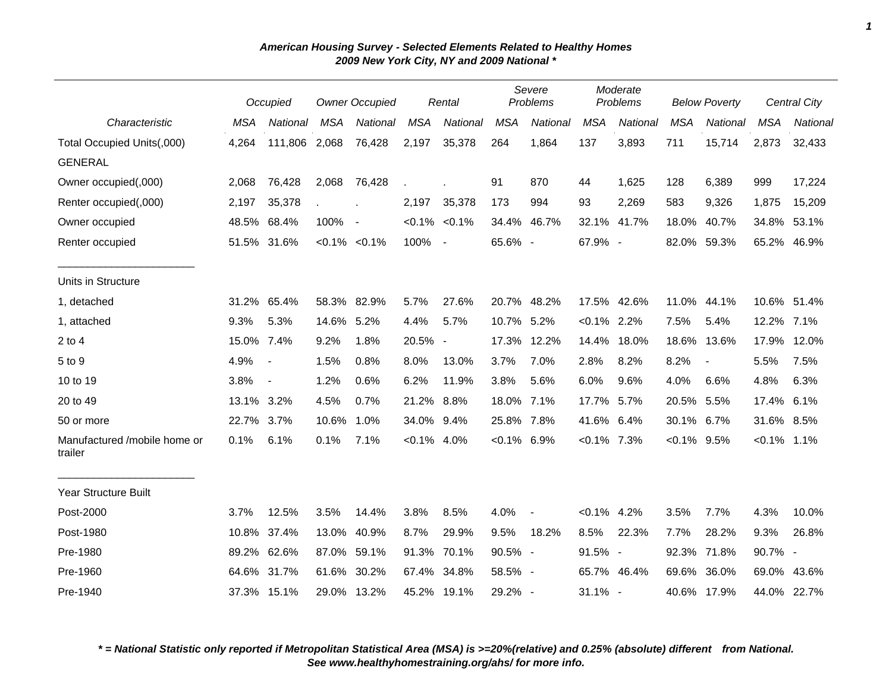***American Housing Survey - Selected Elements Related to Healthy Homes***
***2009 New York City, NY and 2009 National \****

| | Occupied | | Owner Occupied | | Rental | | Severe Problems | | Moderate Problems | | Below Poverty | | Central City | |
|---|---|---|---|---|---|---|---|---|---|---|---|---|---|---|
| *Characteristic* | *MSA* | *National* | *MSA* | *National* | *MSA* | *National* | *MSA* | *National* | *MSA* | *National* | *MSA* | *National* | *MSA* | *National* |
| Total Occupied Units(,000) | 4,264 | 111,806 | 2,068 | 76,428 | 2,197 | 35,378 | 264 | 1,864 | 137 | 3,893 | 711 | 15,714 | 2,873 | 32,433 |
| GENERAL | | | | | | | | | | | | | | |
| Owner occupied(,000) | 2,068 | 76,428 | 2,068 | 76,428 | . | . | 91 | 870 | 44 | 1,625 | 128 | 6,389 | 999 | 17,224 |
| Renter occupied(,000) | 2,197 | 35,378 | . | . | 2,197 | 35,378 | 173 | 994 | 93 | 2,269 | 583 | 9,326 | 1,875 | 15,209 |
| Owner occupied | 48.5% | 68.4% | 100% | - | <0.1% | <0.1% | 34.4% | 46.7% | 32.1% | 41.7% | 18.0% | 40.7% | 34.8% | 53.1% |
| Renter occupied | 51.5% | 31.6% | <0.1% | <0.1% | 100% | - | 65.6% | - | 67.9% | - | 82.0% | 59.3% | 65.2% | 46.9% |
| Units in Structure | | | | | | | | | | | | | | |
| 1, detached | 31.2% | 65.4% | 58.3% | 82.9% | 5.7% | 27.6% | 20.7% | 48.2% | 17.5% | 42.6% | 11.0% | 44.1% | 10.6% | 51.4% |
| 1, attached | 9.3% | 5.3% | 14.6% | 5.2% | 4.4% | 5.7% | 10.7% | 5.2% | <0.1% | 2.2% | 7.5% | 5.4% | 12.2% | 7.1% |
| 2 to 4 | 15.0% | 7.4% | 9.2% | 1.8% | 20.5% | - | 17.3% | 12.2% | 14.4% | 18.0% | 18.6% | 13.6% | 17.9% | 12.0% |
| 5 to 9 | 4.9% | - | 1.5% | 0.8% | 8.0% | 13.0% | 3.7% | 7.0% | 2.8% | 8.2% | 8.2% | - | 5.5% | 7.5% |
| 10 to 19 | 3.8% | - | 1.2% | 0.6% | 6.2% | 11.9% | 3.8% | 5.6% | 6.0% | 9.6% | 4.0% | 6.6% | 4.8% | 6.3% |
| 20 to 49 | 13.1% | 3.2% | 4.5% | 0.7% | 21.2% | 8.8% | 18.0% | 7.1% | 17.7% | 5.7% | 20.5% | 5.5% | 17.4% | 6.1% |
| 50 or more | 22.7% | 3.7% | 10.6% | 1.0% | 34.0% | 9.4% | 25.8% | 7.8% | 41.6% | 6.4% | 30.1% | 6.7% | 31.6% | 8.5% |
| Manufactured /mobile home or trailer | 0.1% | 6.1% | 0.1% | 7.1% | <0.1% | 4.0% | <0.1% | 6.9% | <0.1% | 7.3% | <0.1% | 9.5% | <0.1% | 1.1% |
| Year Structure Built | | | | | | | | | | | | | | |
| Post-2000 | 3.7% | 12.5% | 3.5% | 14.4% | 3.8% | 8.5% | 4.0% | - | <0.1% | 4.2% | 3.5% | 7.7% | 4.3% | 10.0% |
| Post-1980 | 10.8% | 37.4% | 13.0% | 40.9% | 8.7% | 29.9% | 9.5% | 18.2% | 8.5% | 22.3% | 7.7% | 28.2% | 9.3% | 26.8% |
| Pre-1980 | 89.2% | 62.6% | 87.0% | 59.1% | 91.3% | 70.1% | 90.5% | - | 91.5% | - | 92.3% | 71.8% | 90.7% | - |
| Pre-1960 | 64.6% | 31.7% | 61.6% | 30.2% | 67.4% | 34.8% | 58.5% | - | 65.7% | 46.4% | 69.6% | 36.0% | 69.0% | 43.6% |
| Pre-1940 | 37.3% | 15.1% | 29.0% | 13.2% | 45.2% | 19.1% | 29.2% | - | 31.1% | - | 40.6% | 17.9% | 44.0% | 22.7% |

***\* = National Statistic only reported if Metropolitan Statistical Area (MSA) is >=20%(relative) and 0.25% (absolute) different from National.***
***See www.healthyhomestraining.org/ahs/ for more info.***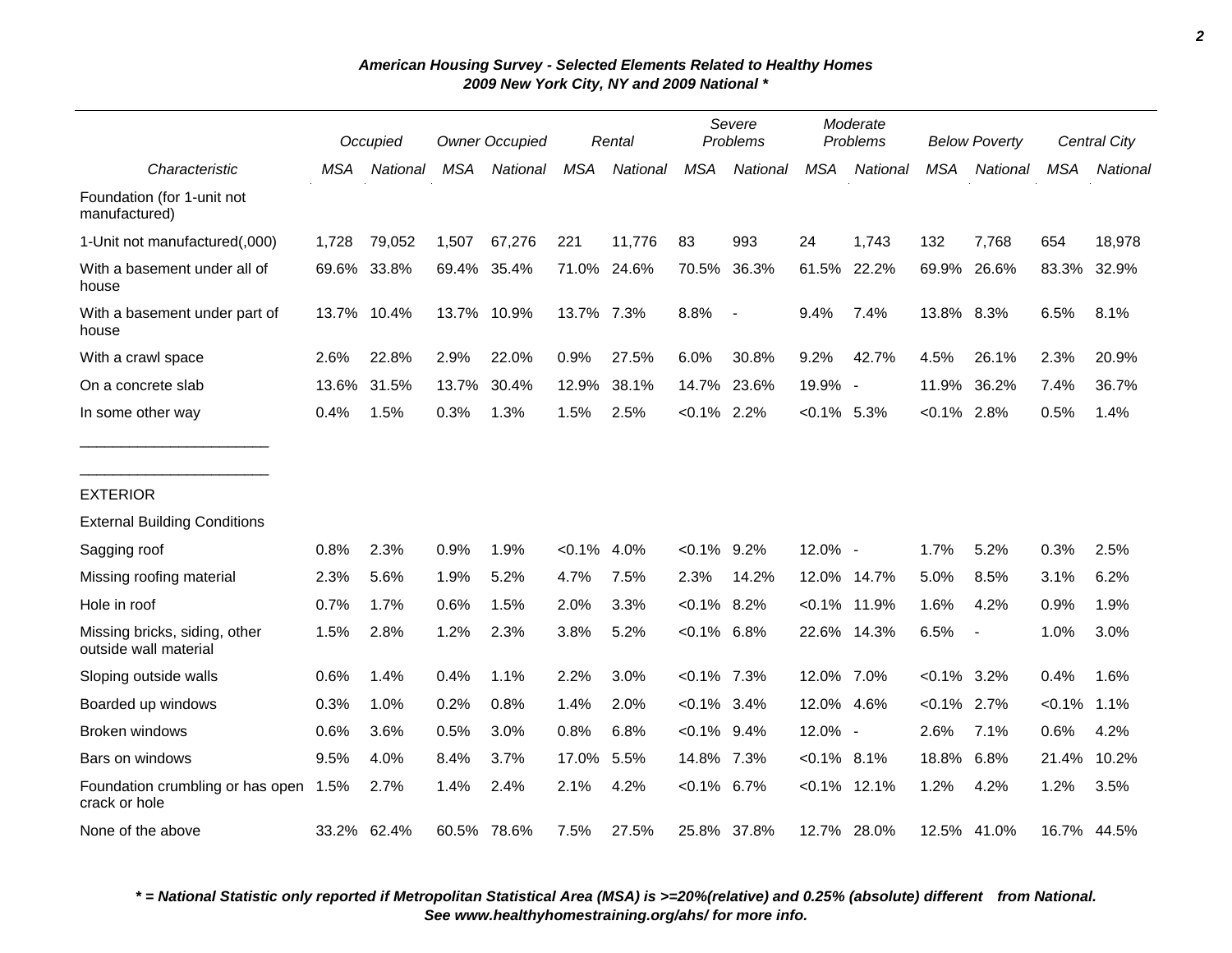# *American Housing Survey - Selected Elements Related to Healthy Homes*
## *2009 New York City, NY and 2009 National **

| Characteristic | Occupied | | Owner Occupied | | Rental | | Severe Problems | | Moderate Problems | | Below Poverty | | Central City | |
|---|---|---|---|---|---|---|---|---|---|---|---|---|---|---|
| | MSA | National | MSA | National | MSA | National | MSA | National | MSA | National | MSA | National | MSA | National |
| Foundation (for 1-unit not manufactured) | | | | | | | | | | | | | | |
| 1-Unit not manufactured(,000) | 1,728 | 79,052 | 1,507 | 67,276 | 221 | 11,776 | 83 | 993 | 24 | 1,743 | 132 | 7,768 | 654 | 18,978 |
| With a basement under all of house | 69.6% | 33.8% | 69.4% | 35.4% | 71.0% | 24.6% | 70.5% | 36.3% | 61.5% | 22.2% | 69.9% | 26.6% | 83.3% | 32.9% |
| With a basement under part of house | 13.7% | 10.4% | 13.7% | 10.9% | 13.7% | 7.3% | 8.8% | - | 9.4% | 7.4% | 13.8% | 8.3% | 6.5% | 8.1% |
| With a crawl space | 2.6% | 22.8% | 2.9% | 22.0% | 0.9% | 27.5% | 6.0% | 30.8% | 9.2% | 42.7% | 4.5% | 26.1% | 2.3% | 20.9% |
| On a concrete slab | 13.6% | 31.5% | 13.7% | 30.4% | 12.9% | 38.1% | 14.7% | 23.6% | 19.9% | - | 11.9% | 36.2% | 7.4% | 36.7% |
| In some other way | 0.4% | 1.5% | 0.3% | 1.3% | 1.5% | 2.5% | <0.1% | 2.2% | <0.1% | 5.3% | <0.1% | 2.8% | 0.5% | 1.4% |
| EXTERIOR | | | | | | | | | | | | | | |
| External Building Conditions | | | | | | | | | | | | | | |
| Sagging roof | 0.8% | 2.3% | 0.9% | 1.9% | <0.1% | 4.0% | <0.1% | 9.2% | 12.0% | - | 1.7% | 5.2% | 0.3% | 2.5% |
| Missing roofing material | 2.3% | 5.6% | 1.9% | 5.2% | 4.7% | 7.5% | 2.3% | 14.2% | 12.0% | 14.7% | 5.0% | 8.5% | 3.1% | 6.2% |
| Hole in roof | 0.7% | 1.7% | 0.6% | 1.5% | 2.0% | 3.3% | <0.1% | 8.2% | <0.1% | 11.9% | 1.6% | 4.2% | 0.9% | 1.9% |
| Missing bricks, siding, other outside wall material | 1.5% | 2.8% | 1.2% | 2.3% | 3.8% | 5.2% | <0.1% | 6.8% | 22.6% | 14.3% | 6.5% | - | 1.0% | 3.0% |
| Sloping outside walls | 0.6% | 1.4% | 0.4% | 1.1% | 2.2% | 3.0% | <0.1% | 7.3% | 12.0% | 7.0% | <0.1% | 3.2% | 0.4% | 1.6% |
| Boarded up windows | 0.3% | 1.0% | 0.2% | 0.8% | 1.4% | 2.0% | <0.1% | 3.4% | 12.0% | 4.6% | <0.1% | 2.7% | <0.1% | 1.1% |
| Broken windows | 0.6% | 3.6% | 0.5% | 3.0% | 0.8% | 6.8% | <0.1% | 9.4% | 12.0% | - | 2.6% | 7.1% | 0.6% | 4.2% |
| Bars on windows | 9.5% | 4.0% | 8.4% | 3.7% | 17.0% | 5.5% | 14.8% | 7.3% | <0.1% | 8.1% | 18.8% | 6.8% | 21.4% | 10.2% |
| Foundation crumbling or has open crack or hole | 1.5% | 2.7% | 1.4% | 2.4% | 2.1% | 4.2% | <0.1% | 6.7% | <0.1% | 12.1% | 1.2% | 4.2% | 1.2% | 3.5% |
| None of the above | 33.2% | 62.4% | 60.5% | 78.6% | 7.5% | 27.5% | 25.8% | 37.8% | 12.7% | 28.0% | 12.5% | 41.0% | 16.7% | 44.5% |

***\* = National Statistic only reported if Metropolitan Statistical Area (MSA) is >=20%(relative) and 0.25% (absolute) different from National.***
***See www.healthyhomestraining.org/ahs/ for more info.***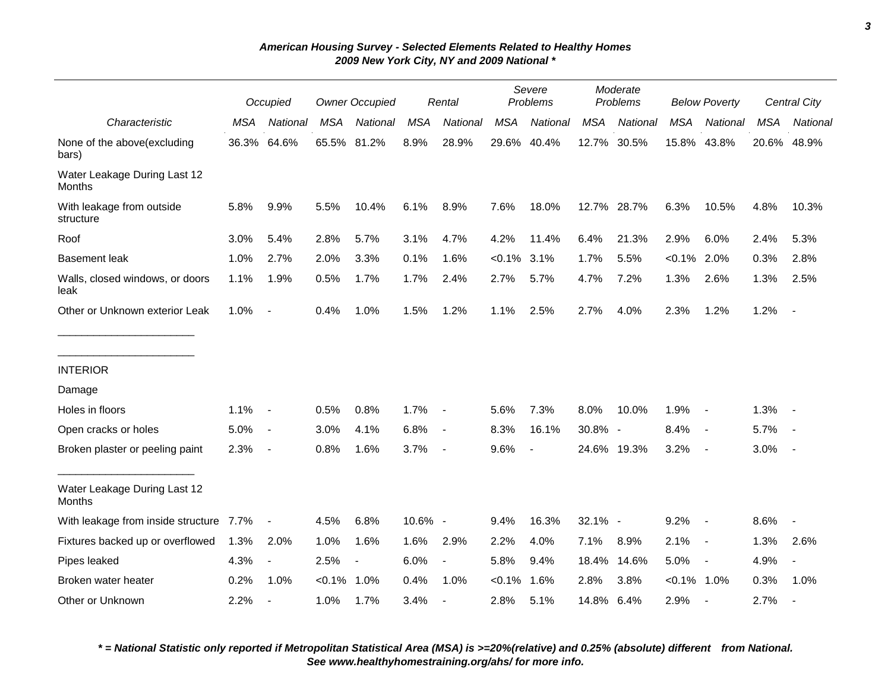### *American Housing Survey - Selected Elements Related to Healthy Homes*
### *2009 New York City, NY and 2009 National **

| | *Occupied* | | *Owner Occupied* | | *Rental* | | *Severe Problems* | | *Moderate Problems* | | *Below Poverty* | | *Central City* | |
|---|---|---|---|---|---|---|---|---|---|---|---|---|---|---|
| *Characteristic* | *MSA* | *National* | *MSA* | *National* | *MSA* | *National* | *MSA* | *National* | *MSA* | *National* | *MSA* | *National* | *MSA* | *National* |
| None of the above(excluding bars) | 36.3% | 64.6% | 65.5% | 81.2% | 8.9% | 28.9% | 29.6% | 40.4% | 12.7% | 30.5% | 15.8% | 43.8% | 20.6% | 48.9% |
| Water Leakage During Last 12 Months | | | | | | | | | | | | | | |
| With leakage from outside structure | 5.8% | 9.9% | 5.5% | 10.4% | 6.1% | 8.9% | 7.6% | 18.0% | 12.7% | 28.7% | 6.3% | 10.5% | 4.8% | 10.3% |
| Roof | 3.0% | 5.4% | 2.8% | 5.7% | 3.1% | 4.7% | 4.2% | 11.4% | 6.4% | 21.3% | 2.9% | 6.0% | 2.4% | 5.3% |
| Basement leak | 1.0% | 2.7% | 2.0% | 3.3% | 0.1% | 1.6% | <0.1% | 3.1% | 1.7% | 5.5% | <0.1% | 2.0% | 0.3% | 2.8% |
| Walls, closed windows, or doors leak | 1.1% | 1.9% | 0.5% | 1.7% | 1.7% | 2.4% | 2.7% | 5.7% | 4.7% | 7.2% | 1.3% | 2.6% | 1.3% | 2.5% |
| Other or Unknown exterior Leak | 1.0% | - | 0.4% | 1.0% | 1.5% | 1.2% | 1.1% | 2.5% | 2.7% | 4.0% | 2.3% | 1.2% | 1.2% | - |
| INTERIOR | | | | | | | | | | | | | | |
| Damage | | | | | | | | | | | | | | |
| Holes in floors | 1.1% | - | 0.5% | 0.8% | 1.7% | - | 5.6% | 7.3% | 8.0% | 10.0% | 1.9% | - | 1.3% | - |
| Open cracks or holes | 5.0% | - | 3.0% | 4.1% | 6.8% | - | 8.3% | 16.1% | 30.8% | - | 8.4% | - | 5.7% | - |
| Broken plaster or peeling paint | 2.3% | - | 0.8% | 1.6% | 3.7% | - | 9.6% | - | 24.6% | 19.3% | 3.2% | - | 3.0% | - |
| Water Leakage During Last 12 Months | | | | | | | | | | | | | | |
| With leakage from inside structure | 7.7% | - | 4.5% | 6.8% | 10.6% | - | 9.4% | 16.3% | 32.1% | - | 9.2% | - | 8.6% | - |
| Fixtures backed up or overflowed | 1.3% | 2.0% | 1.0% | 1.6% | 1.6% | 2.9% | 2.2% | 4.0% | 7.1% | 8.9% | 2.1% | - | 1.3% | 2.6% |
| Pipes leaked | 4.3% | - | 2.5% | - | 6.0% | - | 5.8% | 9.4% | 18.4% | 14.6% | 5.0% | - | 4.9% | - |
| Broken water heater | 0.2% | 1.0% | <0.1% | 1.0% | 0.4% | 1.0% | <0.1% | 1.6% | 2.8% | 3.8% | <0.1% | 1.0% | 0.3% | 1.0% |
| Other or Unknown | 2.2% | - | 1.0% | 1.7% | 3.4% | - | 2.8% | 5.1% | 14.8% | 6.4% | 2.9% | - | 2.7% | - |

***\* = National Statistic only reported if Metropolitan Statistical Area (MSA) is >=20%(relative) and 0.25% (absolute) different from National.***
***See www.healthyhomestraining.org/ahs/ for more info.***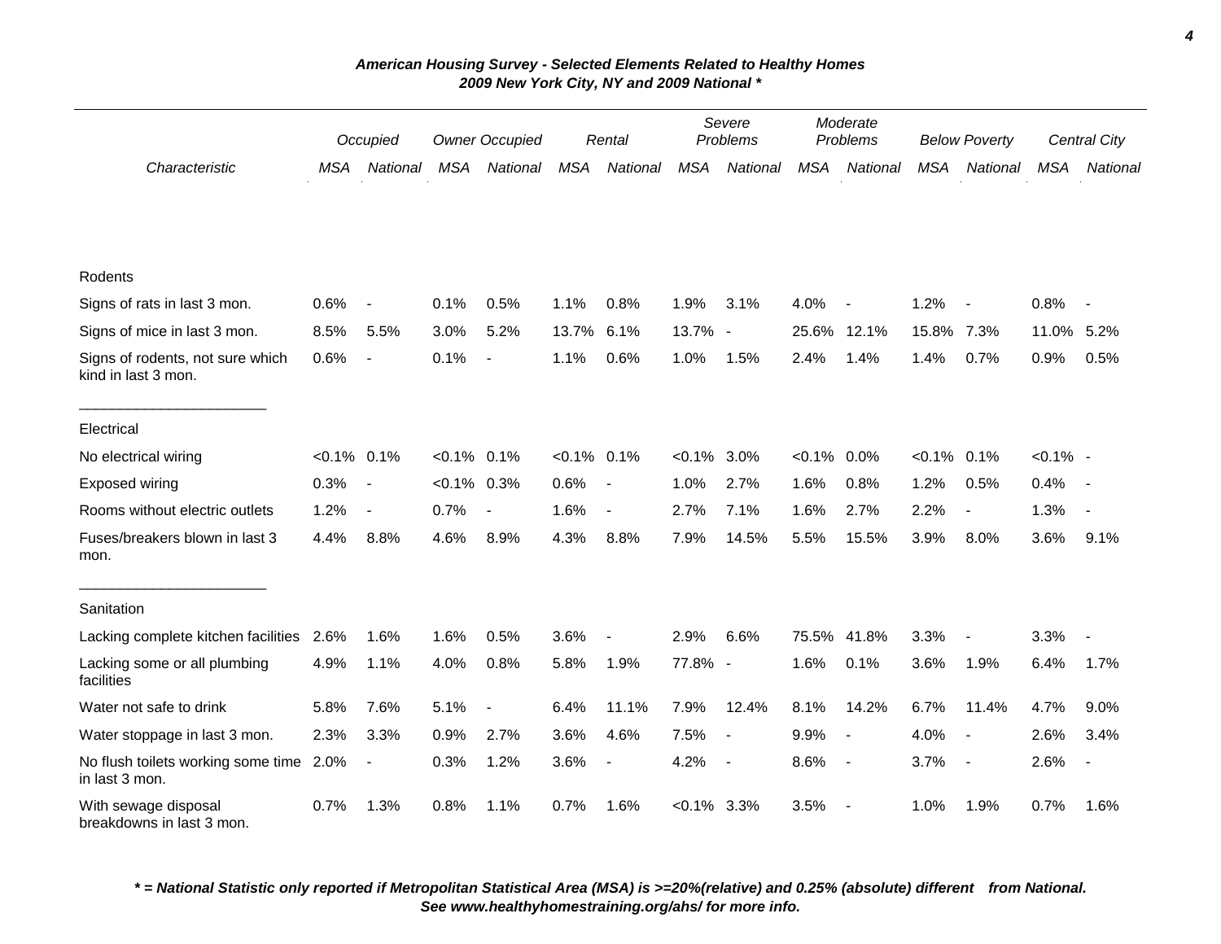*American Housing Survey - Selected Elements Related to Healthy Homes*
*2009 New York City, NY and 2009 National **

| Characteristic | Occupied | | Owner Occupied | | Rental | | Severe Problems | | Moderate Problems | | Below Poverty | | Central City | |
|---|---|---|---|---|---|---|---|---|---|---|---|---|---|---|
| | *MSA* | *National* | *MSA* | *National* | *MSA* | *National* | *MSA* | *National* | *MSA* | *National* | *MSA* | *National* | *MSA* | *National* |
| **Rodents** | | | | | | | | | | | | | | |
| Signs of rats in last 3 mon. | 0.6% | - | 0.1% | 0.5% | 1.1% | 0.8% | 1.9% | 3.1% | 4.0% | - | 1.2% | - | 0.8% | - |
| Signs of mice in last 3 mon. | 8.5% | 5.5% | 3.0% | 5.2% | 13.7% | 6.1% | 13.7% | - | 25.6% | 12.1% | 15.8% | 7.3% | 11.0% | 5.2% |
| Signs of rodents, not sure which kind in last 3 mon. | 0.6% | - | 0.1% | - | 1.1% | 0.6% | 1.0% | 1.5% | 2.4% | 1.4% | 1.4% | 0.7% | 0.9% | 0.5% |
| **Electrical** | | | | | | | | | | | | | | |
| No electrical wiring | <0.1% | 0.1% | <0.1% | 0.1% | <0.1% | 0.1% | <0.1% | 3.0% | <0.1% | 0.0% | <0.1% | 0.1% | <0.1% | - |
| Exposed wiring | 0.3% | - | <0.1% | 0.3% | 0.6% | - | 1.0% | 2.7% | 1.6% | 0.8% | 1.2% | 0.5% | 0.4% | - |
| Rooms without electric outlets | 1.2% | - | 0.7% | - | 1.6% | - | 2.7% | 7.1% | 1.6% | 2.7% | 2.2% | - | 1.3% | - |
| Fuses/breakers blown in last 3 mon. | 4.4% | 8.8% | 4.6% | 8.9% | 4.3% | 8.8% | 7.9% | 14.5% | 5.5% | 15.5% | 3.9% | 8.0% | 3.6% | 9.1% |
| **Sanitation** | | | | | | | | | | | | | | |
| Lacking complete kitchen facilities | 2.6% | 1.6% | 1.6% | 0.5% | 3.6% | - | 2.9% | 6.6% | 75.5% | 41.8% | 3.3% | - | 3.3% | - |
| Lacking some or all plumbing facilities | 4.9% | 1.1% | 4.0% | 0.8% | 5.8% | 1.9% | 77.8% | - | 1.6% | 0.1% | 3.6% | 1.9% | 6.4% | 1.7% |
| Water not safe to drink | 5.8% | 7.6% | 5.1% | - | 6.4% | 11.1% | 7.9% | 12.4% | 8.1% | 14.2% | 6.7% | 11.4% | 4.7% | 9.0% |
| Water stoppage in last 3 mon. | 2.3% | 3.3% | 0.9% | 2.7% | 3.6% | 4.6% | 7.5% | - | 9.9% | - | 4.0% | - | 2.6% | 3.4% |
| No flush toilets working some time in last 3 mon. | 2.0% | - | 0.3% | 1.2% | 3.6% | - | 4.2% | - | 8.6% | - | 3.7% | - | 2.6% | - |
| With sewage disposal breakdowns in last 3 mon. | 0.7% | 1.3% | 0.8% | 1.1% | 0.7% | 1.6% | <0.1% | 3.3% | 3.5% | - | 1.0% | 1.9% | 0.7% | 1.6% |

***\* = National Statistic only reported if Metropolitan Statistical Area (MSA) is >=20%(relative) and 0.25% (absolute) different from National.***
***See www.healthyhomestraining.org/ahs/ for more info.***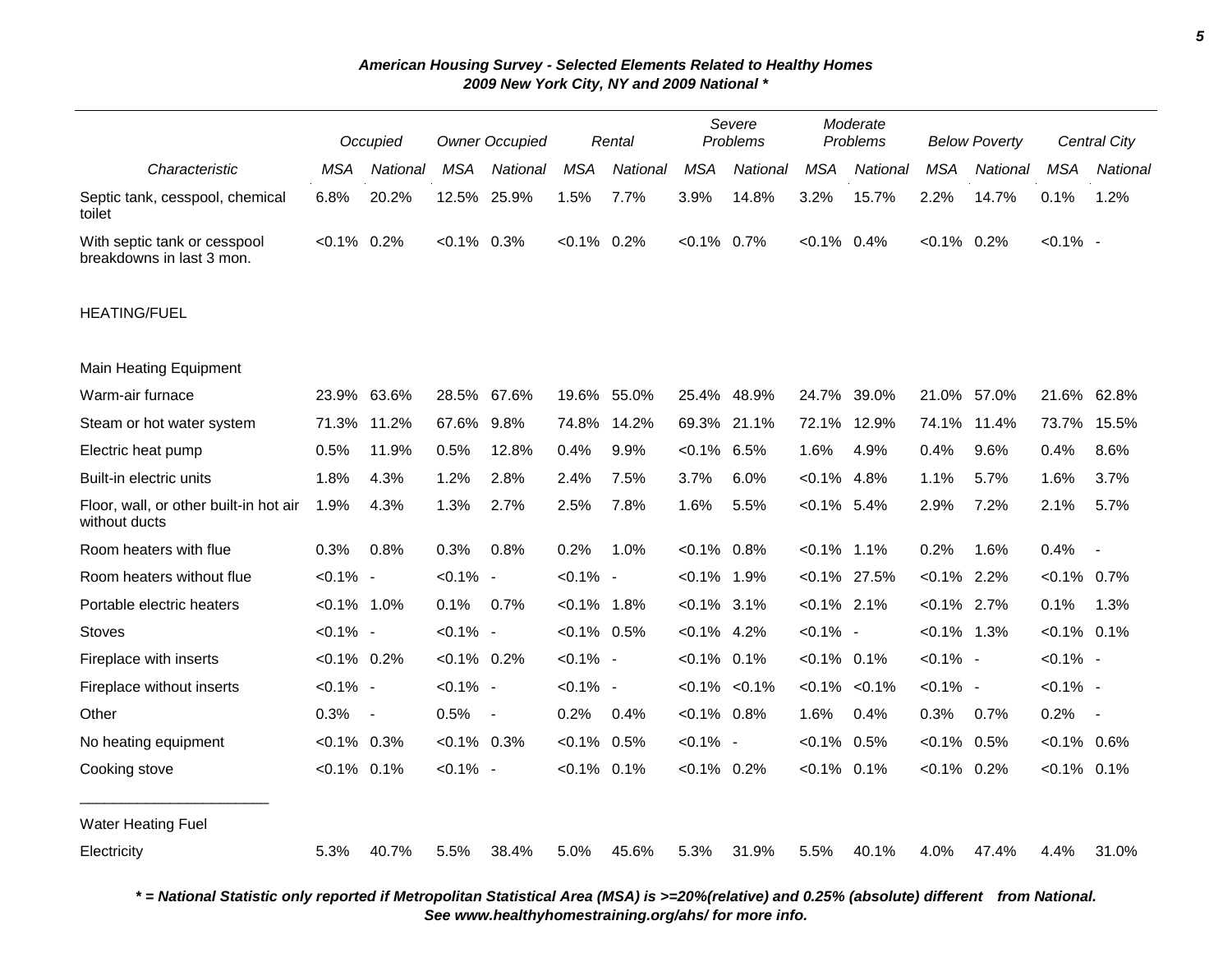# American Housing Survey - Selected Elements Related to Healthy Homes

## 2009 New York City, NY and 2009 National *

| Characteristic | Occupied | | Owner Occupied | | Rental | | Severe Problems | | Moderate Problems | | Below Poverty | | Central City | |
|---|---|---|---|---|---|---|---|---|---|---|---|---|---|---|
| | MSA | National | MSA | National | MSA | National | MSA | National | MSA | National | MSA | National | MSA | National |
| Septic tank, cesspool, chemical toilet | 6.8% | 20.2% | 12.5% | 25.9% | 1.5% | 7.7% | 3.9% | 14.8% | 3.2% | 15.7% | 2.2% | 14.7% | 0.1% | 1.2% |
| With septic tank or cesspool breakdowns in last 3 mon. | <0.1% | 0.2% | <0.1% | 0.3% | <0.1% | 0.2% | <0.1% | 0.7% | <0.1% | 0.4% | <0.1% | 0.2% | <0.1% | - |
| HEATING/FUEL | | | | | | | | | | | | | | |
| Main Heating Equipment | | | | | | | | | | | | | | |
| Warm-air furnace | 23.9% | 63.6% | 28.5% | 67.6% | 19.6% | 55.0% | 25.4% | 48.9% | 24.7% | 39.0% | 21.0% | 57.0% | 21.6% | 62.8% |
| Steam or hot water system | 71.3% | 11.2% | 67.6% | 9.8% | 74.8% | 14.2% | 69.3% | 21.1% | 72.1% | 12.9% | 74.1% | 11.4% | 73.7% | 15.5% |
| Electric heat pump | 0.5% | 11.9% | 0.5% | 12.8% | 0.4% | 9.9% | <0.1% | 6.5% | 1.6% | 4.9% | 0.4% | 9.6% | 0.4% | 8.6% |
| Built-in electric units | 1.8% | 4.3% | 1.2% | 2.8% | 2.4% | 7.5% | 3.7% | 6.0% | <0.1% | 4.8% | 1.1% | 5.7% | 1.6% | 3.7% |
| Floor, wall, or other built-in hot air without ducts | 1.9% | 4.3% | 1.3% | 2.7% | 2.5% | 7.8% | 1.6% | 5.5% | <0.1% | 5.4% | 2.9% | 7.2% | 2.1% | 5.7% |
| Room heaters with flue | 0.3% | 0.8% | 0.3% | 0.8% | 0.2% | 1.0% | <0.1% | 0.8% | <0.1% | 1.1% | 0.2% | 1.6% | 0.4% | - |
| Room heaters without flue | <0.1% | - | <0.1% | - | <0.1% | - | <0.1% | 1.9% | <0.1% | 27.5% | <0.1% | 2.2% | <0.1% | 0.7% |
| Portable electric heaters | <0.1% | 1.0% | 0.1% | 0.7% | <0.1% | 1.8% | <0.1% | 3.1% | <0.1% | 2.1% | <0.1% | 2.7% | 0.1% | 1.3% |
| Stoves | <0.1% | - | <0.1% | - | <0.1% | 0.5% | <0.1% | 4.2% | <0.1% | - | <0.1% | 1.3% | <0.1% | 0.1% |
| Fireplace with inserts | <0.1% | 0.2% | <0.1% | 0.2% | <0.1% | - | <0.1% | 0.1% | <0.1% | 0.1% | <0.1% | - | <0.1% | - |
| Fireplace without inserts | <0.1% | - | <0.1% | - | <0.1% | - | <0.1% | <0.1% | <0.1% | <0.1% | <0.1% | - | <0.1% | - |
| Other | 0.3% | - | 0.5% | - | 0.2% | 0.4% | <0.1% | 0.8% | 1.6% | 0.4% | 0.3% | 0.7% | 0.2% | - |
| No heating equipment | <0.1% | 0.3% | <0.1% | 0.3% | <0.1% | 0.5% | <0.1% | - | <0.1% | 0.5% | <0.1% | 0.5% | <0.1% | 0.6% |
| Cooking stove | <0.1% | 0.1% | <0.1% | - | <0.1% | 0.1% | <0.1% | 0.2% | <0.1% | 0.1% | <0.1% | 0.2% | <0.1% | 0.1% |
| Water Heating Fuel | | | | | | | | | | | | | | |
| Electricity | 5.3% | 40.7% | 5.5% | 38.4% | 5.0% | 45.6% | 5.3% | 31.9% | 5.5% | 40.1% | 4.0% | 47.4% | 4.4% | 31.0% |

***\* = National Statistic only reported if Metropolitan Statistical Area (MSA) is >=20%(relative) and 0.25% (absolute) different from National. See www.healthyhomestraining.org/ahs/ for more info.***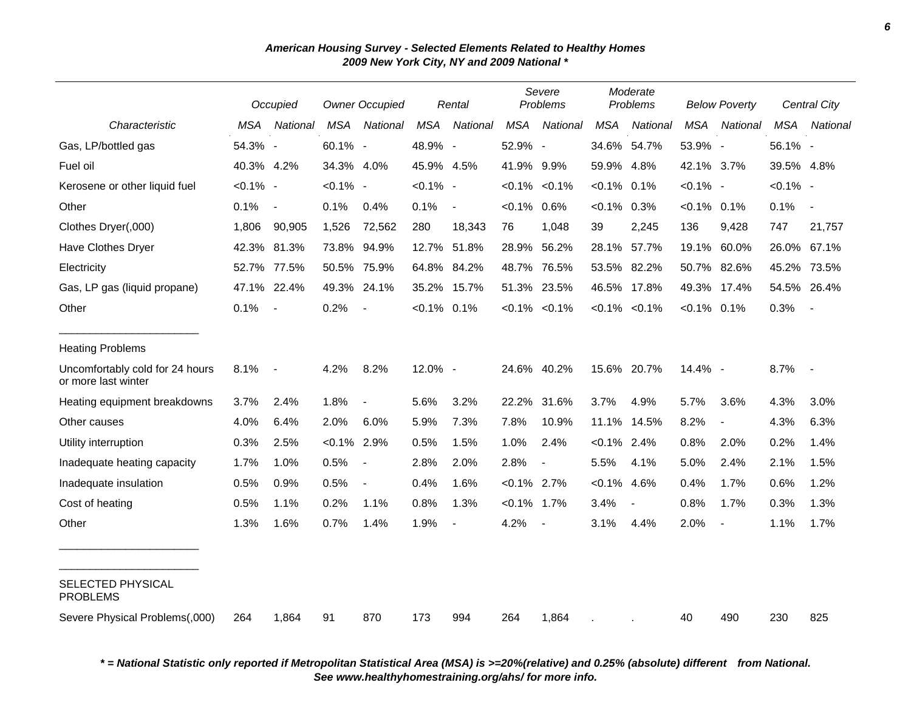***American Housing Survey - Selected Elements Related to Healthy Homes***
***2009 New York City, NY and 2009 National \****

| | Occupied | | Owner Occupied | | Rental | | Severe Problems | | Moderate Problems | | Below Poverty | | Central City | |
|---|---|---|---|---|---|---|---|---|---|---|---|---|---|---|
| *Characteristic* | *MSA* | *National* | *MSA* | *National* | *MSA* | *National* | *MSA* | *National* | *MSA* | *National* | *MSA* | *National* | *MSA* | *National* |
| Gas, LP/bottled gas | 54.3% | - | 60.1% | - | 48.9% | - | 52.9% | - | 34.6% | 54.7% | 53.9% | - | 56.1% | - |
| Fuel oil | 40.3% | 4.2% | 34.3% | 4.0% | 45.9% | 4.5% | 41.9% | 9.9% | 59.9% | 4.8% | 42.1% | 3.7% | 39.5% | 4.8% |
| Kerosene or other liquid fuel | <0.1% | - | <0.1% | - | <0.1% | - | <0.1% | <0.1% | <0.1% | 0.1% | <0.1% | - | <0.1% | - |
| Other | 0.1% | - | 0.1% | 0.4% | 0.1% | - | <0.1% | 0.6% | <0.1% | 0.3% | <0.1% | 0.1% | 0.1% | - |
| Clothes Dryer(,000) | 1,806 | 90,905 | 1,526 | 72,562 | 280 | 18,343 | 76 | 1,048 | 39 | 2,245 | 136 | 9,428 | 747 | 21,757 |
| Have Clothes Dryer | 42.3% | 81.3% | 73.8% | 94.9% | 12.7% | 51.8% | 28.9% | 56.2% | 28.1% | 57.7% | 19.1% | 60.0% | 26.0% | 67.1% |
| Electricity | 52.7% | 77.5% | 50.5% | 75.9% | 64.8% | 84.2% | 48.7% | 76.5% | 53.5% | 82.2% | 50.7% | 82.6% | 45.2% | 73.5% |
| Gas, LP gas (liquid propane) | 47.1% | 22.4% | 49.3% | 24.1% | 35.2% | 15.7% | 51.3% | 23.5% | 46.5% | 17.8% | 49.3% | 17.4% | 54.5% | 26.4% |
| Other | 0.1% | - | 0.2% | - | <0.1% | 0.1% | <0.1% | <0.1% | <0.1% | <0.1% | <0.1% | 0.1% | 0.3% | - |
| Heating Problems | | | | | | | | | | | | | | |
| Uncomfortably cold for 24 hours or more last winter | 8.1% | - | 4.2% | 8.2% | 12.0% | - | 24.6% | 40.2% | 15.6% | 20.7% | 14.4% | - | 8.7% | - |
| Heating equipment breakdowns | 3.7% | 2.4% | 1.8% | - | 5.6% | 3.2% | 22.2% | 31.6% | 3.7% | 4.9% | 5.7% | 3.6% | 4.3% | 3.0% |
| Other causes | 4.0% | 6.4% | 2.0% | 6.0% | 5.9% | 7.3% | 7.8% | 10.9% | 11.1% | 14.5% | 8.2% | - | 4.3% | 6.3% |
| Utility interruption | 0.3% | 2.5% | <0.1% | 2.9% | 0.5% | 1.5% | 1.0% | 2.4% | <0.1% | 2.4% | 0.8% | 2.0% | 0.2% | 1.4% |
| Inadequate heating capacity | 1.7% | 1.0% | 0.5% | - | 2.8% | 2.0% | 2.8% | - | 5.5% | 4.1% | 5.0% | 2.4% | 2.1% | 1.5% |
| Inadequate insulation | 0.5% | 0.9% | 0.5% | - | 0.4% | 1.6% | <0.1% | 2.7% | <0.1% | 4.6% | 0.4% | 1.7% | 0.6% | 1.2% |
| Cost of heating | 0.5% | 1.1% | 0.2% | 1.1% | 0.8% | 1.3% | <0.1% | 1.7% | 3.4% | - | 0.8% | 1.7% | 0.3% | 1.3% |
| Other | 1.3% | 1.6% | 0.7% | 1.4% | 1.9% | - | 4.2% | - | 3.1% | 4.4% | 2.0% | - | 1.1% | 1.7% |
| SELECTED PHYSICAL PROBLEMS | | | | | | | | | | | | | | |
| Severe Physical Problems(,000) | 264 | 1,864 | 91 | 870 | 173 | 994 | 264 | 1,864 | . | . | 40 | 490 | 230 | 825 |

***\* = National Statistic only reported if Metropolitan Statistical Area (MSA) is >=20%(relative) and 0.25% (absolute) different from National. See www.healthyhomestraining.org/ahs/ for more info.***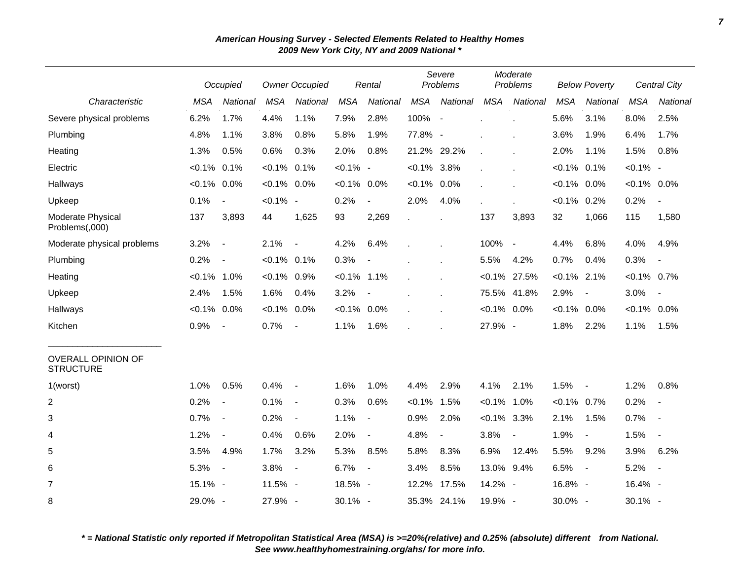***American Housing Survey - Selected Elements Related to Healthy Homes***
***2009 New York City, NY and 2009 National \****

| Characteristic | Occupied | | Owner Occupied | | Rental | | Severe Problems | | Moderate Problems | | Below Poverty | | Central City | |
|---|---|---|---|---|---|---|---|---|---|---|---|---|---|---|
| | *MSA* | *National* | *MSA* | *National* | *MSA* | *National* | *MSA* | *National* | *MSA* | *National* | *MSA* | *National* | *MSA* | *National* |
| Severe physical problems | 6.2% | 1.7% | 4.4% | 1.1% | 7.9% | 2.8% | 100% | - | . | . | 5.6% | 3.1% | 8.0% | 2.5% |
| Plumbing | 4.8% | 1.1% | 3.8% | 0.8% | 5.8% | 1.9% | 77.8% | - | . | . | 3.6% | 1.9% | 6.4% | 1.7% |
| Heating | 1.3% | 0.5% | 0.6% | 0.3% | 2.0% | 0.8% | 21.2% | 29.2% | . | . | 2.0% | 1.1% | 1.5% | 0.8% |
| Electric | <0.1% | 0.1% | <0.1% | 0.1% | <0.1% | - | <0.1% | 3.8% | . | . | <0.1% | 0.1% | <0.1% | - |
| Hallways | <0.1% | 0.0% | <0.1% | 0.0% | <0.1% | 0.0% | <0.1% | 0.0% | . | . | <0.1% | 0.0% | <0.1% | 0.0% |
| Upkeep | 0.1% | - | <0.1% | - | 0.2% | - | 2.0% | 4.0% | . | . | <0.1% | 0.2% | 0.2% | - |
| Moderate Physical Problems(,000) | 137 | 3,893 | 44 | 1,625 | 93 | 2,269 | . | . | 137 | 3,893 | 32 | 1,066 | 115 | 1,580 |
| Moderate physical problems | 3.2% | - | 2.1% | - | 4.2% | 6.4% | . | . | 100% | - | 4.4% | 6.8% | 4.0% | 4.9% |
| Plumbing | 0.2% | - | <0.1% | 0.1% | 0.3% | - | . | . | 5.5% | 4.2% | 0.7% | 0.4% | 0.3% | - |
| Heating | <0.1% | 1.0% | <0.1% | 0.9% | <0.1% | 1.1% | . | . | <0.1% | 27.5% | <0.1% | 2.1% | <0.1% | 0.7% |
| Upkeep | 2.4% | 1.5% | 1.6% | 0.4% | 3.2% | - | . | . | 75.5% | 41.8% | 2.9% | - | 3.0% | - |
| Hallways | <0.1% | 0.0% | <0.1% | 0.0% | <0.1% | 0.0% | . | . | <0.1% | 0.0% | <0.1% | 0.0% | <0.1% | 0.0% |
| Kitchen | 0.9% | - | 0.7% | - | 1.1% | 1.6% | . | . | 27.9% | - | 1.8% | 2.2% | 1.1% | 1.5% |
| OVERALL OPINION OF STRUCTURE | | | | | | | | | | | | | | |
| 1(worst) | 1.0% | 0.5% | 0.4% | - | 1.6% | 1.0% | 4.4% | 2.9% | 4.1% | 2.1% | 1.5% | - | 1.2% | 0.8% |
| 2 | 0.2% | - | 0.1% | - | 0.3% | 0.6% | <0.1% | 1.5% | <0.1% | 1.0% | <0.1% | 0.7% | 0.2% | - |
| 3 | 0.7% | - | 0.2% | - | 1.1% | - | 0.9% | 2.0% | <0.1% | 3.3% | 2.1% | 1.5% | 0.7% | - |
| 4 | 1.2% | - | 0.4% | 0.6% | 2.0% | - | 4.8% | - | 3.8% | - | 1.9% | - | 1.5% | - |
| 5 | 3.5% | 4.9% | 1.7% | 3.2% | 5.3% | 8.5% | 5.8% | 8.3% | 6.9% | 12.4% | 5.5% | 9.2% | 3.9% | 6.2% |
| 6 | 5.3% | - | 3.8% | - | 6.7% | - | 3.4% | 8.5% | 13.0% | 9.4% | 6.5% | - | 5.2% | - |
| 7 | 15.1% | - | 11.5% | - | 18.5% | - | 12.2% | 17.5% | 14.2% | - | 16.8% | - | 16.4% | - |
| 8 | 29.0% | - | 27.9% | - | 30.1% | - | 35.3% | 24.1% | 19.9% | - | 30.0% | - | 30.1% | - |

***\* = National Statistic only reported if Metropolitan Statistical Area (MSA) is >=20%(relative) and 0.25% (absolute) different from National.***
***See www.healthyhomestraining.org/ahs/ for more info.***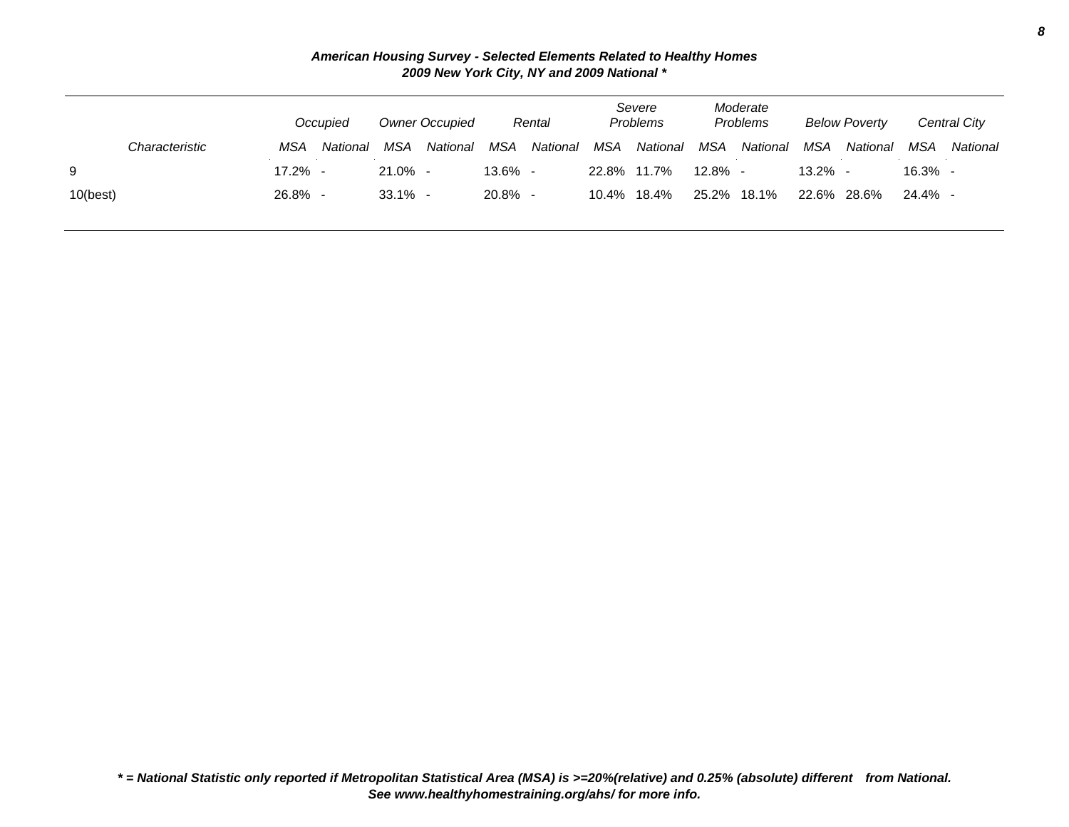***American Housing Survey - Selected Elements Related to Healthy Homes***
***2009 New York City, NY and 2009 National \****

| | Occupied | | Owner Occupied | | Rental | | Severe Problems | | Moderate Problems | | Below Poverty | | Central City | |
|---|---|---|---|---|---|---|---|---|---|---|---|---|---|---|
| *Characteristic* | *MSA* | *National* | *MSA* | *National* | *MSA* | *National* | *MSA* | *National* | *MSA* | *National* | *MSA* | *National* | *MSA* | *National* |
| 9 | 17.2% | - | 21.0% | - | 13.6% | - | 22.8% | 11.7% | 12.8% | - | 13.2% | - | 16.3% | - |
| 10(best) | 26.8% | - | 33.1% | - | 20.8% | - | 10.4% | 18.4% | 25.2% | 18.1% | 22.6% | 28.6% | 24.4% | - |

***\* = National Statistic only reported if Metropolitan Statistical Area (MSA) is >=20%(relative) and 0.25% (absolute) different from National.***
***See www.healthyhomestraining.org/ahs/ for more info.***